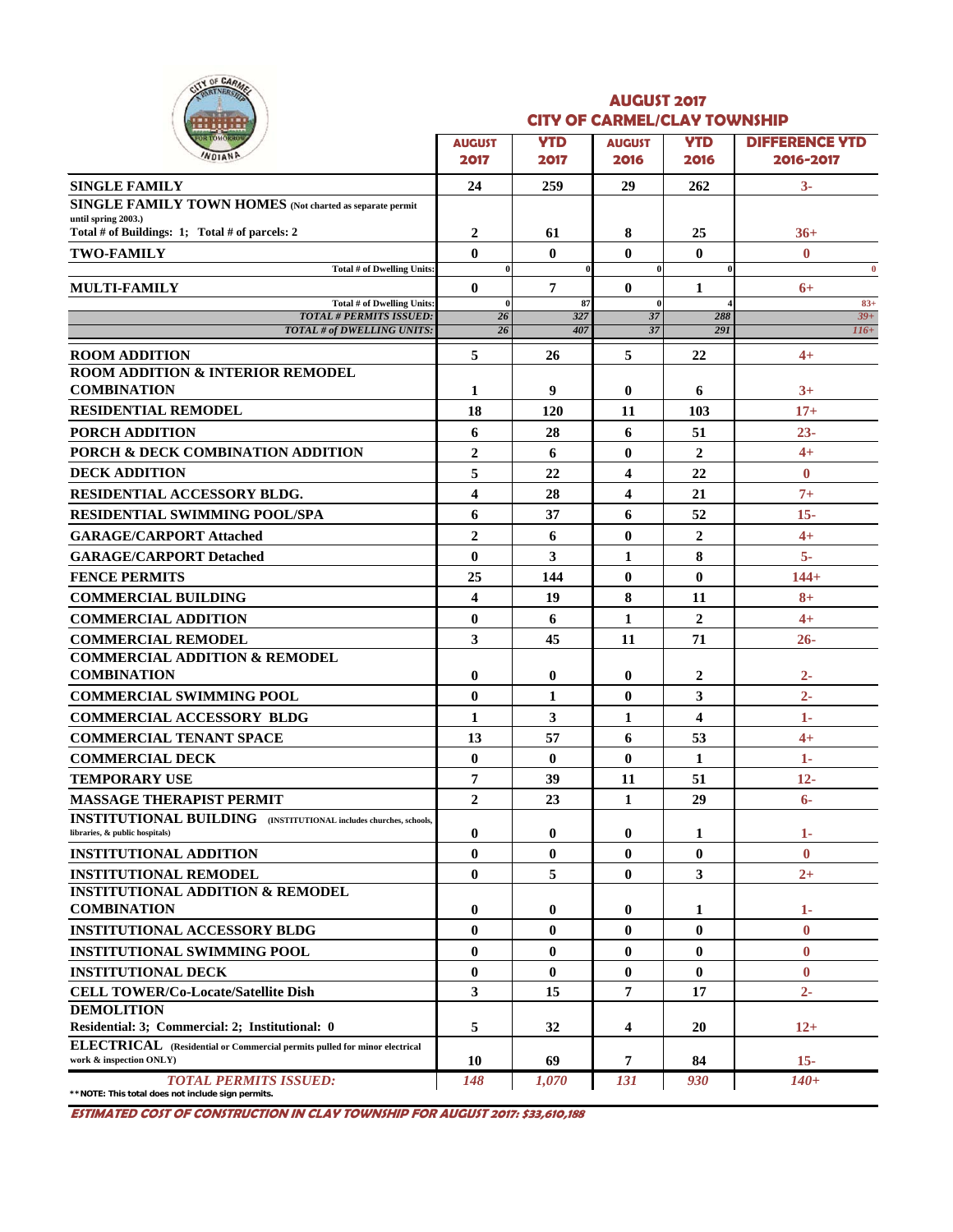# AUGUST 2017
## CITY OF CARMEL/CLAY TOWNSHIP

| | AUGUST 2017 | YTD 2017 | AUGUST 2016 | YTD 2016 | DIFFERENCE YTD 2016-2017 |
|---|---|---|---|---|---|
| **SINGLE FAMILY** | 24 | 259 | 29 | 262 | 3- |
| **SINGLE FAMILY TOWN HOMES** (Not charted as separate permit until spring 2003.) Total # of Buildings: 1; Total # of parcels: 2 | 2 | 61 | 8 | 25 | 36+ |
| **TWO-FAMILY** | 0 | 0 | 0 | 0 | 0 |
| Total # of Dwelling Units: | 0 | 0 | 0 | 0 | 0 |
| **MULTI-FAMILY** | 0 | 7 | 0 | 1 | 6+ |
| Total # of Dwelling Units: | 0 | 87 | 0 | 4 | 83+ |
| *TOTAL # PERMITS ISSUED:* | *26* | *327* | *37* | *288* | *39+* |
| *TOTAL # of DWELLING UNITS:* | *26* | *407* | *37* | *291* | *116+* |
| **ROOM ADDITION** | 5 | 26 | 5 | 22 | 4+ |
| **ROOM ADDITION & INTERIOR REMODEL COMBINATION** | 1 | 9 | 0 | 6 | 3+ |
| **RESIDENTIAL REMODEL** | 18 | 120 | 11 | 103 | 17+ |
| **PORCH ADDITION** | 6 | 28 | 6 | 51 | 23- |
| **PORCH & DECK COMBINATION ADDITION** | 2 | 6 | 0 | 2 | 4+ |
| **DECK ADDITION** | 5 | 22 | 4 | 22 | 0 |
| **RESIDENTIAL ACCESSORY BLDG.** | 4 | 28 | 4 | 21 | 7+ |
| **RESIDENTIAL SWIMMING POOL/SPA** | 6 | 37 | 6 | 52 | 15- |
| **GARAGE/CARPORT Attached** | 2 | 6 | 0 | 2 | 4+ |
| **GARAGE/CARPORT Detached** | 0 | 3 | 1 | 8 | 5- |
| **FENCE PERMITS** | 25 | 144 | 0 | 0 | 144+ |
| **COMMERCIAL BUILDING** | 4 | 19 | 8 | 11 | 8+ |
| **COMMERCIAL ADDITION** | 0 | 6 | 1 | 2 | 4+ |
| **COMMERCIAL REMODEL** | 3 | 45 | 11 | 71 | 26- |
| **COMMERCIAL ADDITION & REMODEL COMBINATION** | 0 | 0 | 0 | 2 | 2- |
| **COMMERCIAL SWIMMING POOL** | 0 | 1 | 0 | 3 | 2- |
| **COMMERCIAL ACCESSORY BLDG** | 1 | 3 | 1 | 4 | 1- |
| **COMMERCIAL TENANT SPACE** | 13 | 57 | 6 | 53 | 4+ |
| **COMMERCIAL DECK** | 0 | 0 | 0 | 1 | 1- |
| **TEMPORARY USE** | 7 | 39 | 11 | 51 | 12- |
| **MASSAGE THERAPIST PERMIT** | 2 | 23 | 1 | 29 | 6- |
| **INSTITUTIONAL BUILDING** (INSTITUTIONAL includes churches, schools, libraries, & public hospitals) | 0 | 0 | 0 | 1 | 1- |
| **INSTITUTIONAL ADDITION** | 0 | 0 | 0 | 0 | 0 |
| **INSTITUTIONAL REMODEL** | 0 | 5 | 0 | 3 | 2+ |
| **INSTITUTIONAL ADDITION & REMODEL COMBINATION** | 0 | 0 | 0 | 1 | 1- |
| **INSTITUTIONAL ACCESSORY BLDG** | 0 | 0 | 0 | 0 | 0 |
| **INSTITUTIONAL SWIMMING POOL** | 0 | 0 | 0 | 0 | 0 |
| **INSTITUTIONAL DECK** | 0 | 0 | 0 | 0 | 0 |
| **CELL TOWER/Co-Locate/Satellite Dish** | 3 | 15 | 7 | 17 | 2- |
| **DEMOLITION** Residential: 3; Commercial: 2; Institutional: 0 | 5 | 32 | 4 | 20 | 12+ |
| **ELECTRICAL** (Residential or Commercial permits pulled for minor electrical work & inspection ONLY) | 10 | 69 | 7 | 84 | 15- |
| *TOTAL PERMITS ISSUED:* | *148* | *1,070* | *131* | *930* | *140+* |

**NOTE: This total does not include sign permits.

***ESTIMATED COST OF CONSTRUCTION IN CLAY TOWNSHIP FOR AUGUST 2017: $33,610,188***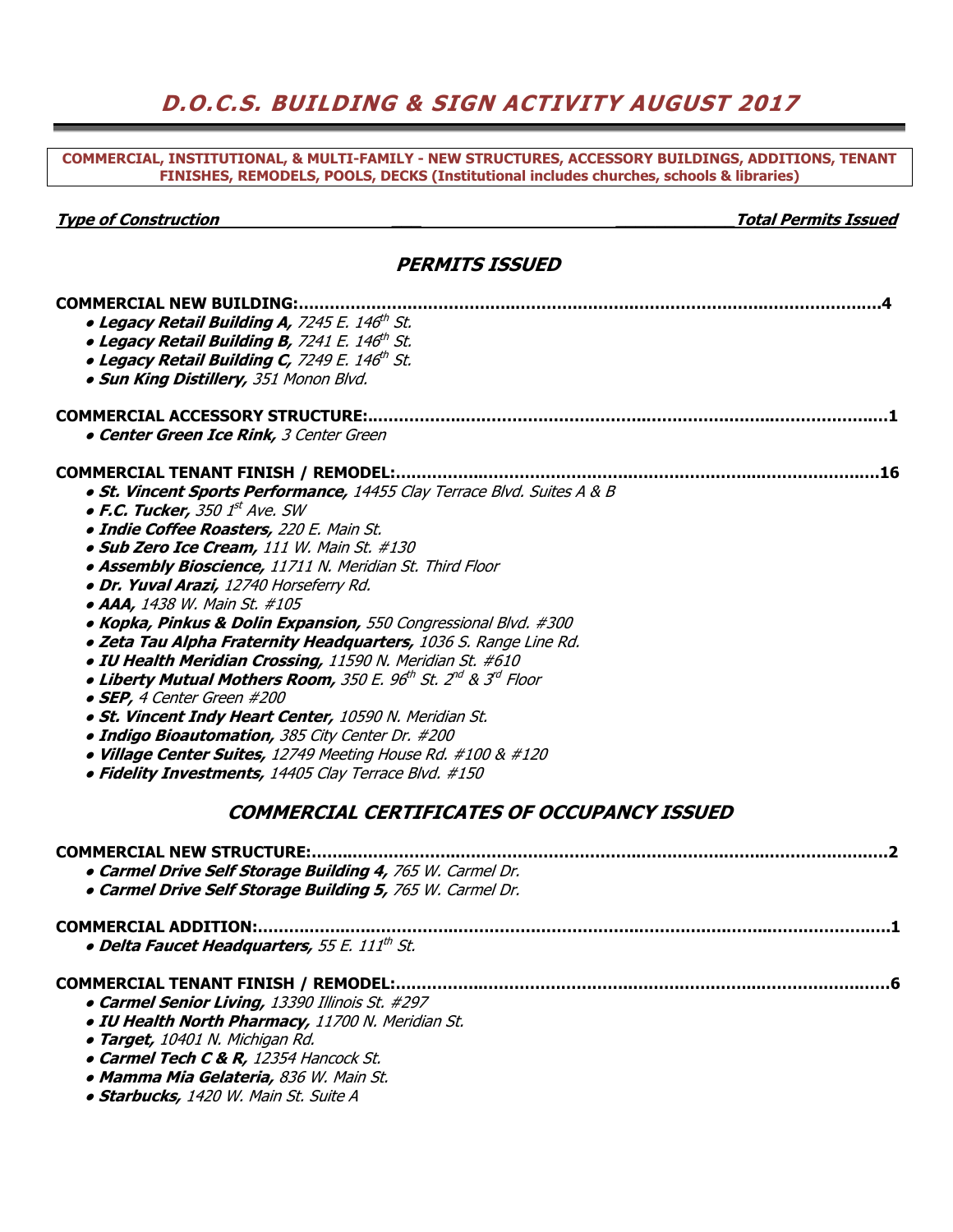# *D.O.C.S. BUILDING & SIGN ACTIVITY AUGUST 2017*

**COMMERCIAL, INSTITUTIONAL, & MULTI-FAMILY - NEW STRUCTURES, ACCESSORY BUILDINGS, ADDITIONS, TENANT FINISHES, REMODELS, POOLS, DECKS (Institutional includes churches, schools & libraries)**

***Type of Construction*** ***Total Permits Issued***

## *PERMITS ISSUED*

**COMMERCIAL NEW BUILDING:..........................................................................................................4**

- ***Legacy Retail Building A,*** *7245 E. 146th St.*
- ***Legacy Retail Building B,*** *7241 E. 146th St.*
- ***Legacy Retail Building C,*** *7249 E. 146th St.*
- ***Sun King Distillery,*** *351 Monon Blvd.*

**COMMERCIAL ACCESSORY STRUCTURE:.........................................................................................1**

- ***Center Green Ice Rink,*** *3 Center Green*

**COMMERCIAL TENANT FINISH / REMODEL:.....................................................................................16**

- ***St. Vincent Sports Performance,*** *14455 Clay Terrace Blvd. Suites A & B*
- ***F.C. Tucker,*** *350 1st Ave. SW*
- ***Indie Coffee Roasters,*** *220 E. Main St.*
- ***Sub Zero Ice Cream,*** *111 W. Main St. #130*
- ***Assembly Bioscience,*** *11711 N. Meridian St. Third Floor*
- ***Dr. Yuval Arazi,*** *12740 Horseferry Rd.*
- ***AAA,*** *1438 W. Main St. #105*
- ***Kopka, Pinkus & Dolin Expansion,*** *550 Congressional Blvd. #300*
- ***Zeta Tau Alpha Fraternity Headquarters,*** *1036 S. Range Line Rd.*
- ***IU Health Meridian Crossing,*** *11590 N. Meridian St. #610*
- ***Liberty Mutual Mothers Room,*** *350 E. 96th St. 2nd & 3rd Floor*
- ***SEP,*** *4 Center Green #200*
- ***St. Vincent Indy Heart Center,*** *10590 N. Meridian St.*
- ***Indigo Bioautomation,*** *385 City Center Dr. #200*
- ***Village Center Suites,*** *12749 Meeting House Rd. #100 & #120*
- ***Fidelity Investments,*** *14405 Clay Terrace Blvd. #150*

## *COMMERCIAL CERTIFICATES OF OCCUPANCY ISSUED*

**COMMERCIAL NEW STRUCTURE:.......................................................................................................2**

- ***Carmel Drive Self Storage Building 4,*** *765 W. Carmel Dr.*
- ***Carmel Drive Self Storage Building 5,*** *765 W. Carmel Dr.*

**COMMERCIAL ADDITION:.................................................................................................................1**

- ***Delta Faucet Headquarters,*** *55 E. 111th St.*

**COMMERCIAL TENANT FINISH / REMODEL:.......................................................................................6**

- ***Carmel Senior Living,*** *13390 Illinois St. #297*
- ***IU Health North Pharmacy,*** *11700 N. Meridian St.*
- ***Target,*** *10401 N. Michigan Rd.*
- ***Carmel Tech C & R,*** *12354 Hancock St.*
- ***Mamma Mia Gelateria,*** *836 W. Main St.*
- ***Starbucks,*** *1420 W. Main St. Suite A*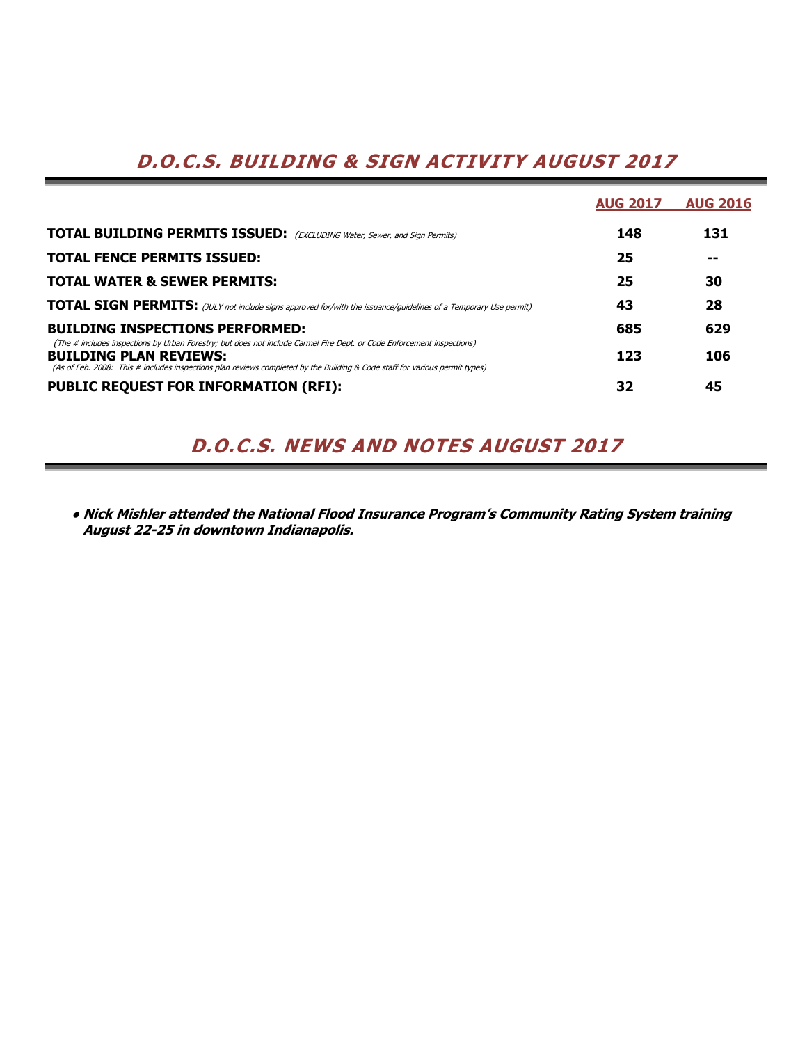# *D.O.C.S. BUILDING & SIGN ACTIVITY AUGUST 2017*

| | AUG 2017_ | AUG 2016 |
|---|---|---|
| **TOTAL BUILDING PERMITS ISSUED:** *(EXCLUDING Water, Sewer, and Sign Permits)* | **148** | **131** |
| **TOTAL FENCE PERMITS ISSUED:** | **25** | **--** |
| **TOTAL WATER & SEWER PERMITS:** | **25** | **30** |
| **TOTAL SIGN PERMITS:** *(JULY not include signs approved for/with the issuance/guidelines of a Temporary Use permit)* | **43** | **28** |
| **BUILDING INSPECTIONS PERFORMED:** *(The # includes inspections by Urban Forestry; but does not include Carmel Fire Dept. or Code Enforcement inspections)* | **685** | **629** |
| **BUILDING PLAN REVIEWS:** *(As of Feb. 2008: This # includes inspections plan reviews completed by the Building & Code staff for various permit types)* | **123** | **106** |
| **PUBLIC REQUEST FOR INFORMATION (RFI):** | **32** | **45** |

# *D.O.C.S. NEWS AND NOTES AUGUST 2017*

- ***Nick Mishler attended the National Flood Insurance Program's Community Rating System training August 22-25 in downtown Indianapolis.***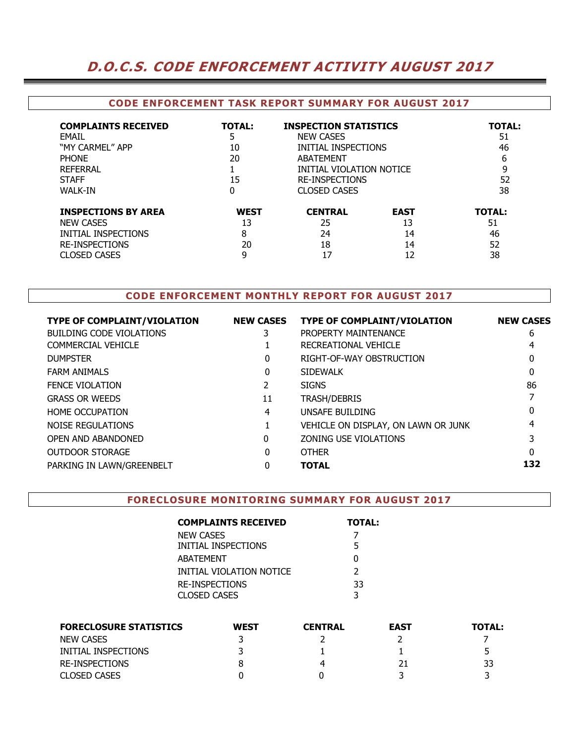# D.O.C.S. CODE ENFORCEMENT ACTIVITY AUGUST 2017

## CODE ENFORCEMENT TASK REPORT SUMMARY FOR AUGUST 2017

| COMPLAINTS RECEIVED | TOTAL: | INSPECTION STATISTICS | TOTAL: |
|---|---|---|---|
| EMAIL | 5 | NEW CASES | 51 |
| "MY CARMEL" APP | 10 | INITIAL INSPECTIONS | 46 |
| PHONE | 20 | ABATEMENT | 6 |
| REFERRAL | 1 | INITIAL VIOLATION NOTICE | 9 |
| STAFF | 15 | RE-INSPECTIONS | 52 |
| WALK-IN | 0 | CLOSED CASES | 38 |

| INSPECTIONS BY AREA | WEST | CENTRAL | EAST | TOTAL: |
|---|---|---|---|---|
| NEW CASES | 13 | 25 | 13 | 51 |
| INITIAL INSPECTIONS | 8 | 24 | 14 | 46 |
| RE-INSPECTIONS | 20 | 18 | 14 | 52 |
| CLOSED CASES | 9 | 17 | 12 | 38 |

## CODE ENFORCEMENT MONTHLY REPORT FOR AUGUST 2017

| TYPE OF COMPLAINT/VIOLATION | NEW CASES | TYPE OF COMPLAINT/VIOLATION | NEW CASES |
|---|---|---|---|
| BUILDING CODE VIOLATIONS | 3 | PROPERTY MAINTENANCE | 6 |
| COMMERCIAL VEHICLE | 1 | RECREATIONAL VEHICLE | 4 |
| DUMPSTER | 0 | RIGHT-OF-WAY OBSTRUCTION | 0 |
| FARM ANIMALS | 0 | SIDEWALK | 0 |
| FENCE VIOLATION | 2 | SIGNS | 86 |
| GRASS OR WEEDS | 11 | TRASH/DEBRIS | 7 |
| HOME OCCUPATION | 4 | UNSAFE BUILDING | 0 |
| NOISE REGULATIONS | 1 | VEHICLE ON DISPLAY, ON LAWN OR JUNK | 4 |
| OPEN AND ABANDONED | 0 | ZONING USE VIOLATIONS | 3 |
| OUTDOOR STORAGE | 0 | OTHER | 0 |
| PARKING IN LAWN/GREENBELT | 0 | **TOTAL** | **132** |

## FORECLOSURE MONITORING SUMMARY FOR AUGUST 2017

| COMPLAINTS RECEIVED | TOTAL: |
|---|---|
| NEW CASES | 7 |
| INITIAL INSPECTIONS | 5 |
| ABATEMENT | 0 |
| INITIAL VIOLATION NOTICE | 2 |
| RE-INSPECTIONS | 33 |
| CLOSED CASES | 3 |

| FORECLOSURE STATISTICS | WEST | CENTRAL | EAST | TOTAL: |
|---|---|---|---|---|
| NEW CASES | 3 | 2 | 2 | 7 |
| INITIAL INSPECTIONS | 3 | 1 | 1 | 5 |
| RE-INSPECTIONS | 8 | 4 | 21 | 33 |
| CLOSED CASES | 0 | 0 | 3 | 3 |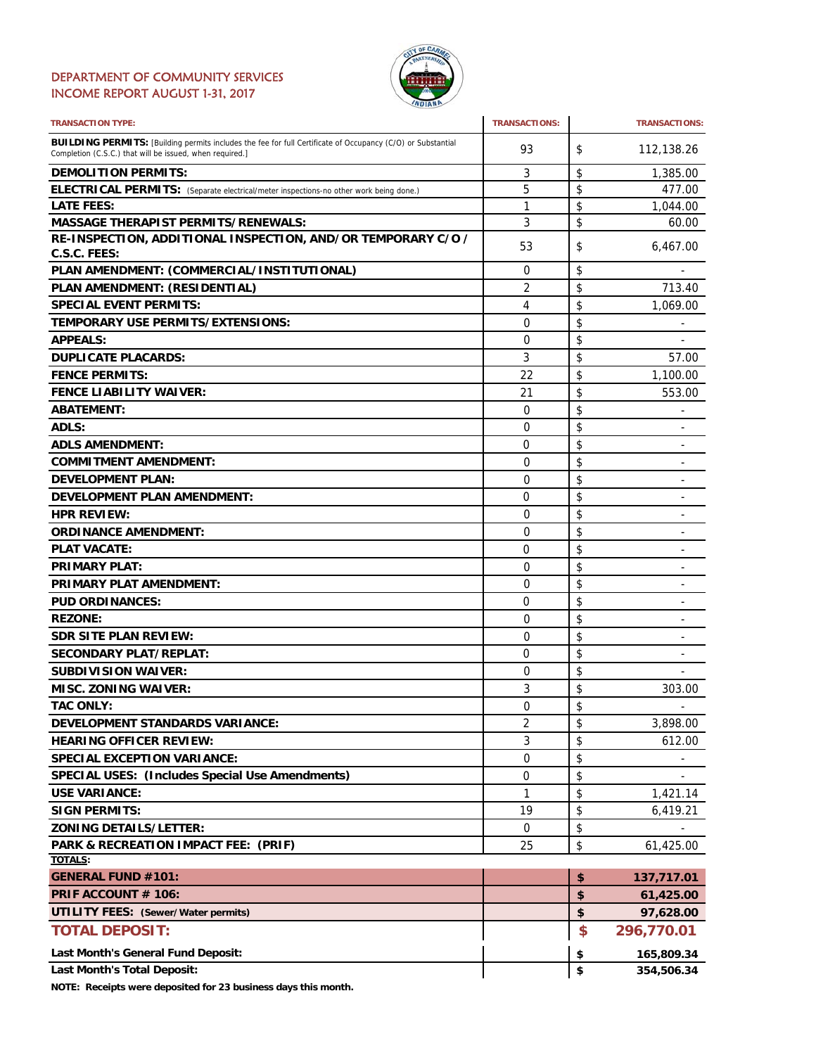# DEPARTMENT OF COMMUNITY SERVICES
## INCOME REPORT AUGUST 1-31, 2017

| TRANSACTION TYPE: | TRANSACTIONS: | TRANSACTIONS: |
|---|---|---|
| **BUILDING PERMITS:** [Building permits includes the fee for full Certificate of Occupancy (C/O) or Substantial Completion (C.S.C.) that will be issued, when required.] | 93 | $ 112,138.26 |
| **DEMOLITION PERMITS:** | 3 | $ 1,385.00 |
| **ELECTRICAL PERMITS:** (Separate electrical/meter inspections-no other work being done.) | 5 | $ 477.00 |
| **LATE FEES:** | 1 | $ 1,044.00 |
| **MASSAGE THERAPIST PERMITS/RENEWALS:** | 3 | $ 60.00 |
| **RE-INSPECTION, ADDITIONAL INSPECTION, AND/OR TEMPORARY C/O / C.S.C. FEES:** | 53 | $ 6,467.00 |
| **PLAN AMENDMENT: (COMMERCIAL/INSTITUTIONAL)** | 0 | $ - |
| **PLAN AMENDMENT: (RESIDENTIAL)** | 2 | $ 713.40 |
| **SPECIAL EVENT PERMITS:** | 4 | $ 1,069.00 |
| **TEMPORARY USE PERMITS/EXTENSIONS:** | 0 | $ - |
| **APPEALS:** | 0 | $ - |
| **DUPLICATE PLACARDS:** | 3 | $ 57.00 |
| **FENCE PERMITS:** | 22 | $ 1,100.00 |
| **FENCE LIABILITY WAIVER:** | 21 | $ 553.00 |
| **ABATEMENT:** | 0 | $ - |
| **ADLS:** | 0 | $ - |
| **ADLS AMENDMENT:** | 0 | $ - |
| **COMMITMENT AMENDMENT:** | 0 | $ - |
| **DEVELOPMENT PLAN:** | 0 | $ - |
| **DEVELOPMENT PLAN AMENDMENT:** | 0 | $ - |
| **HPR REVIEW:** | 0 | $ - |
| **ORDINANCE AMENDMENT:** | 0 | $ - |
| **PLAT VACATE:** | 0 | $ - |
| **PRIMARY PLAT:** | 0 | $ - |
| **PRIMARY PLAT AMENDMENT:** | 0 | $ - |
| **PUD ORDINANCES:** | 0 | $ - |
| **REZONE:** | 0 | $ - |
| **SDR SITE PLAN REVIEW:** | 0 | $ - |
| **SECONDARY PLAT/REPLAT:** | 0 | $ - |
| **SUBDIVISION WAIVER:** | 0 | $ - |
| **MISC. ZONING WAIVER:** | 3 | $ 303.00 |
| **TAC ONLY:** | 0 | $ - |
| **DEVELOPMENT STANDARDS VARIANCE:** | 2 | $ 3,898.00 |
| **HEARING OFFICER REVIEW:** | 3 | $ 612.00 |
| **SPECIAL EXCEPTION VARIANCE:** | 0 | $ - |
| **SPECIAL USES: (Includes Special Use Amendments)** | 0 | $ - |
| **USE VARIANCE:** | 1 | $ 1,421.14 |
| **SIGN PERMITS:** | 19 | $ 6,419.21 |
| **ZONING DETAILS/LETTER:** | 0 | $ - |
| **PARK & RECREATION IMPACT FEE: (PRIF)** | 25 | $ 61,425.00 |
| **TOTALS:** | | |
| **GENERAL FUND #101:** | | **$ 137,717.01** |
| **PRIF ACCOUNT # 106:** | | **$ 61,425.00** |
| **UTILITY FEES: (Sewer/Water permits)** | | **$ 97,628.00** |
| **TOTAL DEPOSIT:** | | **$ 296,770.01** |
| **Last Month's General Fund Deposit:** | | **$ 165,809.34** |
| **Last Month's Total Deposit:** | | **$ 354,506.34** |

**NOTE: Receipts were deposited for 23 business days this month.**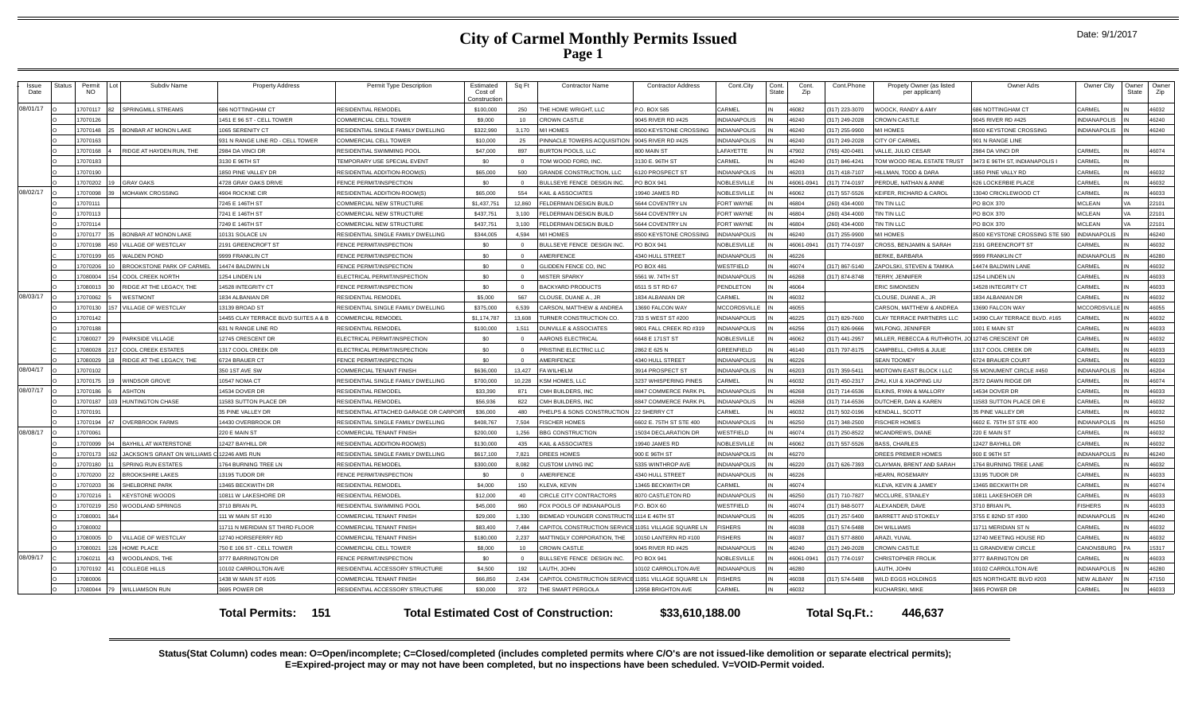# City of Carmel Monthly Permits Issued

## Page 1

Date: 9/1/2017

| Issue Date | Status | Permit NO | Lot | Subdiv Name | Property Address | Permit Type Description | Estimated Cost of Construction | Sq Ft | Contractor Name | Contractor Address | Cont.City | Cont. State | Cont. Zip | Cont.Phone | Propety Owner (as listed per applicant) | Owner Adrs | Owner City | Owner State | Owner Zip |
|---|---|---|---|---|---|---|---|---|---|---|---|---|---|---|---|---|---|---|---|
| 08/01/17 | O | 17070117 | 82 | SPRINGMILL STREAMS | 686 NOTTINGHAM CT | RESIDENTIAL REMODEL | $100,000 | 250 | THE HOME WRIGHT, LLC | P.O. BOX 585 | CARMEL | IN | 46082 | (317) 223-3070 | WOOCK, RANDY & AMY | 686 NOTTINGHAM CT | CARMEL | IN | 46032 |
| | O | 17070126 | | | 1451 E 96 ST - CELL TOWER | COMMERCIAL CELL TOWER | $9,000 | 10 | CROWN CASTLE | 9045 RIVER RD #425 | INDIANAPOLIS | IN | 46240 | (317) 249-2028 | CROWN CASTLE | 9045 RIVER RD #425 | INDIANAPOLIS | IN | 46240 |
| | O | 17070148 | 25 | BONBAR AT MONON LAKE | 1065 SERENITY CT | RESIDENTIAL SINGLE FAMILY DWELLING | $322,990 | 3,170 | M/I HOMES | 8500 KEYSTONE CROSSING | INDIANAPOLIS | IN | 46240 | (317) 255-9900 | M/I HOMES | 8500 KEYSTONE CROSSING | INDIANAPOLIS | IN | 46240 |
| | O | 17070163 | | | 931 N RANGE LINE RD - CELL TOWER | COMMERCIAL CELL TOWER | $10,000 | 25 | PINNACLE TOWERS ACQUISITION | 9045 RIVER RD #425 | INDIANAPOLIS | IN | 46240 | (317) 249-2028 | CITY OF CARMEL | 901 N RANGE LINE | | | |
| | O | 17070168 | 4 | RIDGE AT HAYDEN RUN, THE | 2984 DA VINCI DR | RESIDENTIAL SWIMMING POOL | $47,000 | 897 | BURTON POOLS, LLC | 800 MAIN ST | LAFAYETTE | IN | 47902 | (765) 420-0481 | VALLE, JULIO CESAR | 2984 DA VINCI DR | CARMEL | IN | 46074 |
| | O | 17070183 | | | 3130 E 96TH ST | TEMPORARY USE SPECIAL EVENT | $0 | 0 | TOM WOOD FORD, INC. | 3130 E. 96TH ST | CARMEL | IN | 46240 | (317) 846-4241 | TOM WOOD REAL ESTATE TRUST | 3473 E 96TH ST, INDIANAPOLIS I | CARMEL | IN | |
| | O | 17070190 | | | 1850 PINE VALLEY DR | RESIDENTIAL ADDITION-ROOM(S) | $65,000 | 500 | GRANDE CONSTRUCTION, LLC | 6120 PROSPECT ST | INDIANAPOLIS | IN | 46203 | (317) 418-7107 | HILLMAN, TODD & DARA | 1850 PINE VALLY RD | CARMEL | IN | 46032 |
| | O | 17070202 | 19 | GRAY OAKS | 4728 GRAY OAKS DRIVE | FENCE PERMIT/INSPECTION | $0 | 0 | BULLSEYE FENCE DESIGN INC. | PO BOX 941 | NOBLESVILLE | IN | 46061-0941 | (317) 774-0197 | PERDUE, NATHAN & ANNE | 626 LOCKERBIE PLACE | CARMEL | IN | 46032 |
| 08/02/17 | O | 17070098 | 39 | MOHAWK CROSSING | 4904 ROCKNE CIR | RESIDENTIAL ADDITION-ROOM(S) | $65,000 | 554 | KAIL & ASSOCIATES | 19940 JAMES RD | NOBLESVILLE | IN | 46062 | (317) 557-5526 | KEIFER, RICHARD & CAROL | 13040 CRICKLEWOOD CT | CARMEL | IN | 46033 |
| | O | 17070111 | | | 7245 E 146TH ST | COMMERCIAL NEW STRUCTURE | $1,437,751 | 12,860 | FELDERMAN DESIGN BUILD | 5644 COVENTRY LN | FORT WAYNE | IN | 46804 | (260) 434-4000 | TIN TIN LLC | PO BOX 370 | MCLEAN | VA | 22101 |
| | O | 17070113 | | | 7241 E 146TH ST | COMMERCIAL NEW STRUCTURE | $437,751 | 3,100 | FELDERMAN DESIGN BUILD | 5644 COVENTRY LN | FORT WAYNE | IN | 46804 | (260) 434-4000 | TIN TIN LLC | PO BOX 370 | MCLEAN | VA | 22101 |
| | O | 17070114 | | | 7249 E 146TH ST | COMMERCIAL NEW STRUCTURE | $437,751 | 3,100 | FELDERMAN DESIGN BUILD | 5644 COVENTRY LN | FORT WAYNE | IN | 46804 | (260) 434-4000 | TIN TIN LLC | PO BOX 370 | MCLEAN | VA | 22101 |
| | O | 17070177 | 35 | BONBAR AT MONON LAKE | 10131 SOLACE LN | RESIDENTIAL SINGLE FAMILY DWELLING | $344,005 | 4,594 | M/I HOMES | 8500 KEYSTONE CROSSING | INDIANAPOLIS | IN | 46240 | (317) 255-9900 | M/I HOMES | 8500 KEYSTONE CROSSING STE 590 | INDIANAPOLIS | IN | 46240 |
| | O | 17070198 | 450 | VILLAGE OF WESTCLAY | 2191 GREENCROFT ST | FENCE PERMIT/INSPECTION | $0 | 0 | BULLSEYE FENCE DESIGN INC. | PO BOX 941 | NOBLESVILLE | IN | 46061-0941 | (317) 774-0197 | CROSS, BENJAMIN & SARAH | 2191 GREENCROFT ST | CARMEL | IN | 46032 |
| | O | 17070199 | 65 | WALDEN POND | 9999 FRANKLIN CT | FENCE PERMIT/INSPECTION | $0 | 0 | AMERIFENCE | 4340 HULL STREET | INDIANAPOLIS | IN | 46226 | | BERKE, BARBARA | 9999 FRANKLIN CT | INDIANAPOLIS | IN | 46280 |
| | O | 17070206 | 10 | BROOKSTONE PARK OF CARMEL | 14474 BALDWIN LN | FENCE PERMIT/INSPECTION | $0 | 0 | GLIDDEN FENCE CO, INC | PO BOX 481 | WESTFIELD | IN | 46074 | (317) 867-5140 | ZAPOLSKI, STEVEN & TAMIKA | 14474 BALDWIN LANE | CARMEL | IN | 46032 |
| | O | 17080004 | 154 | COOL CREEK NORTH | 1254 LINDEN LN | ELECTRICAL PERMIT/INSPECTION | $0 | 0 | MISTER SPARKY | 5561 W. 74TH ST | INDIANAPOLIS | IN | 46268 | (317) 874-8748 | TERRY, JENNIFER | 1254 LINDEN LN | CARMEL | IN | 46033 |
| | O | 17080013 | 30 | RIDGE AT THE LEGACY, THE | 14528 INTEGRITY CT | FENCE PERMIT/INSPECTION | $0 | 0 | BACKYARD PRODUCTS | 6511 S ST RD 67 | PENDLETON | IN | 46064 | | ERIC SIMONSEN | 14528 INTEGRITY CT | CARMEL | IN | 46033 |
| 08/03/17 | O | 17070062 | 5 | WESTMONT | 1834 ALBANIAN DR | RESIDENTIAL REMODEL | $5,000 | 567 | CLOUSE, DUANE A., JR | 1834 ALBANIAN DR | CARMEL | IN | 46032 | | CLOUSE, DUANE A., JR | 1834 ALBANIAN DR | CARMEL | IN | 46032 |
| | O | 17070130 | 157 | VILLAGE OF WESTCLAY | 13139 BROAD ST | RESIDENTIAL SINGLE FAMILY DWELLING | $375,000 | 6,539 | CARSON, MATTHEW & ANDREA | 13690 FALCON WAY | MCCORDSVILLE | IN | 46055 | | CARSON, MATTHEW & ANDREA | 13690 FALCON WAY | MCCORDSVILLE | IN | 46055 |
| | O | 17070142 | | | 14455 CLAY TERRACE BLVD SUITES A & B | COMMERCIAL REMODEL | $1,174,787 | 13,608 | TURNER CONSTRUCTION CO. | 733 S WEST ST #200 | INDIANAPOLIS | IN | 46225 | (317) 829-7600 | CLAY TERRACE PARTNERS LLC | 14390 CLAY TERRACE BLVD. #165 | CARMEL | IN | 46032 |
| | O | 17070188 | | | 631 N RANGE LINE RD | RESIDENTIAL REMODEL | $100,000 | 1,511 | DUNVILLE & ASSOCIATES | 9801 FALL CREEK RD #319 | INDIANAPOLIS | IN | 46256 | (317) 826-9666 | WILFONG, JENNIFER | 1001 E MAIN ST | CARMEL | IN | 46033 |
| | C | 17080027 | 29 | PARKSIDE VILLAGE | 12745 CRESCENT DR | ELECTRICAL PERMIT/INSPECTION | $0 | 0 | AARONS ELECTRICAL | 6648 E 171ST ST | NOBLESVILLE | IN | 46062 | (317) 441-2957 | MILLER, REBECCA & RUTHROTH, JO | 12745 CRESCENT DR | CARMEL | IN | 46032 |
| | O | 17080028 | 217 | COOL CREEK ESTATES | 1317 COOL CREEK DR | ELECTRICAL PERMIT/INSPECTION | $0 | 0 | PRISTINE ELECTRIC LLC | 2862 E 625 N | GREENFIELD | IN | 46140 | (317) 797-8175 | CAMPBELL, CHRIS & JULIE | 1317 COOL CREEK DR | CARMEL | IN | 46033 |
| | O | 17080029 | 18 | RIDGE AT THE LEGACY, THE | 6724 BRAUER CT | FENCE PERMIT/INSPECTION | $0 | 0 | AMERIFENCE | 4340 HULL STREET | INDIANAPOLIS | IN | 46226 | | SEAN TOOMEY | 6724 BRAUER COURT | CARMEL | IN | 46033 |
| 08/04/17 | O | 17070102 | | | 350 1ST AVE SW | COMMERCIAL TENANT FINISH | $636,000 | 13,427 | FA WILHELM | 3914 PROSPECT ST | INDIANAPOLIS | IN | 46203 | (317) 359-5411 | MIDTOWN EAST BLOCK I LLC | 55 MONUMENT CIRCLE #450 | INDIANAPOLIS | IN | 46204 |
| | O | 17070175 | 19 | WINDSOR GROVE | 10547 NOMA CT | RESIDENTIAL SINGLE FAMILY DWELLING | $700,000 | 10,228 | KSM HOMES, LLC | 3237 WHISPERING PINES | CARMEL | IN | 46032 | (317) 450-2317 | ZHU, KUI & XIAOPING LIU | 2572 DAWN RIDGE DR | CARMEL | IN | 46074 |
| 08/07/17 | O | 17070186 | 6 | ASHTON | 14534 DOVER DR | RESIDENTIAL REMODEL | $33,390 | 871 | CMH BUILDERS, INC | 8847 COMMERCE PARK PL | INDIANAPOLIS | IN | 46268 | (317) 714-6536 | ELKINS, RYAN & MALLORY | 14534 DOVER DR | CARMEL | IN | 46033 |
| | O | 17070187 | 103 | HUNTINGTON CHASE | 11583 SUTTON PLACE DR | RESIDENTIAL REMODEL | $56,936 | 822 | CMH BUILDERS, INC | 8847 COMMERCE PARK PL | INDIANAPOLIS | IN | 46268 | (317) 714-6536 | DUTCHER, DAN & KAREN | 11583 SUTTON PLACE DR E | CARMEL | IN | 46032 |
| | O | 17070191 | | | 35 PINE VALLEY DR | RESIDENTIAL ATTACHED GARAGE OR CARPORT | $36,000 | 480 | PHELPS & SONS CONSTRUCTION | 22 SHERRY CT | CARMEL | IN | 46032 | (317) 502-0196 | KENDALL, SCOTT | 35 PINE VALLEY DR | CARMEL | IN | 46032 |
| | O | 17070194 | 47 | OVERBROOK FARMS | 14430 OVERBROOK DR | RESIDENTIAL SINGLE FAMILY DWELLING | $408,767 | 7,504 | FISCHER HOMES | 6602 E. 75TH ST STE 400 | INDIANAPOLIS | IN | 46250 | (317) 348-2500 | FISCHER HOMES | 6602 E. 75TH ST STE 400 | INDIANAPOLIS | IN | 46250 |
| 08/08/17 | O | 17070061 | | | 220 E MAIN ST | COMMERCIAL TENANT FINISH | $200,000 | 1,256 | BBG CONSTRUCTION | 15034 DECLARATION DR | WESTFIELD | IN | 46074 | (317) 250-8522 | MCANDREWS, DIANE | 220 E MAIN ST | CARMEL | IN | 46032 |
| | O | 17070099 | 94 | BAYHILL AT WATERSTONE | 12427 BAYHILL DR | RESIDENTIAL ADDITION-ROOM(S) | $130,000 | 435 | KAIL & ASSOCIATES | 19940 JAMES RD | NOBLESVILLE | IN | 46062 | (317) 557-5526 | BASS, CHARLES | 12427 BAYHILL DR | CARMEL | IN | 46032 |
| | O | 17070173 | 162 | JACKSON'S GRANT ON WILLIAMS C | 12246 AMS RUN | RESIDENTIAL SINGLE FAMILY DWELLING | $617,100 | 7,821 | DREES HOMES | 900 E 96TH ST | INDIANAPOLIS | IN | 46270 | | DREES PREMIER HOMES | 900 E 96TH ST | INDIANAPOLIS | IN | 46240 |
| | O | 17070180 | 11 | SPRING RUN ESTATES | 1764 BURNING TREE LN | RESIDENTIAL REMODEL | $300,000 | 8,082 | CUSTOM LIVING INC | 5335 WINTHROP AVE | INDIANAPOLIS | IN | 46220 | (317) 626-7393 | CLAYMAN, BRENT AND SARAH | 1764 BURNING TREE LANE | CARMEL | IN | 46032 |
| | O | 17070200 | 22 | BROOKSHIRE LAKES | 13195 TUDOR DR | FENCE PERMIT/INSPECTION | $0 | 0 | AMERIFENCE | 4340 HULL STREET | INDIANAPOLIS | IN | 46226 | | HEARN, ROSEMARY | 13195 TUDOR DR | CARMEL | IN | 46033 |
| | O | 17070203 | 36 | SHELBORNE PARK | 13465 BECKWITH DR | RESIDENTIAL REMODEL | $4,000 | 150 | KLEVA, KEVIN | 13465 BECKWITH DR | CARMEL | IN | 46074 | | KLEVA, KEVIN & JAMEY | 13465 BECKWITH DR | CARMEL | IN | 46074 |
| | O | 17070216 | 1 | KEYSTONE WOODS | 10811 W LAKESHORE DR | RESIDENTIAL REMODEL | $12,000 | 40 | CIRCLE CITY CONTRACTORS | 8070 CASTLETON RD | INDIANAPOLIS | IN | 46250 | (317) 710-7827 | MCCLURE, STANLEY | 10811 LAKESHOER DR | CARMEL | IN | 46033 |
| | O | 17070219 | 250 | WOODLAND SPRINGS | 3710 BRIAN PL | RESIDENTIAL SWIMMING POOL | $45,000 | 960 | FOX POOLS OF INDIANAPOLIS | P.O. BOX 60 | WESTFIELD | IN | 46074 | (317) 848-5077 | ALEXANDER, DAVE | 3710 BRIAN PL | FISHERS | IN | 46033 |
| | O | 17080001 | 3&4 | | 111 W MAIN ST #130 | COMMERCIAL TENANT FINISH | $29,000 | 1,330 | BIDMEAD YOUNGER CONSTRUCTI | 1114 E 46TH ST | INDIANAPOLIS | IN | 46205 | (317) 257-5400 | BARRETT AND STOKELY | 3755 E 82ND ST #300 | INDIANAPOLIS | IN | 46240 |
| | O | 17080002 | | | 11711 N MERIDIAN ST THIRD FLOOR | COMMERCIAL TENANT FINISH | $83,400 | 7,484 | CAPITOL CONSTRUCTION SERVICE | 11051 VILLAGE SQUARE LN | FISHERS | IN | 46038 | (317) 574-5488 | DH WILLIAMS | 11711 MERIDIAN ST N | CARMEL | IN | 46032 |
| | O | 17080005 | D | VILLAGE OF WESTCLAY | 12740 HORSEFERRY RD | COMMERCIAL TENANT FINISH | $180,000 | 2,237 | MATTINGLY CORPORATION, THE | 10150 LANTERN RD #100 | FISHERS | IN | 46037 | (317) 577-8800 | ARAZI, YUVAL | 12740 MEETING HOUSE RD | CARMEL | IN | 46032 |
| | O | 17080021 | 126 | HOME PLACE | 750 E 106 ST - CELL TOWER | COMMERCIAL CELL TOWER | $8,000 | 10 | CROWN CASTLE | 9045 RIVER RD #425 | INDIANAPOLIS | IN | 46240 | (317) 249-2028 | CROWN CASTLE | 11 GRANDVIEW CIRCLE | CANONSBURG | PA | 15317 |
| 08/09/17 | C | 17060211 | 43 | WOODLANDS, THE | 3777 BARRINGTON DR | FENCE PERMIT/INSPECTION | $0 | 0 | BULLSEYE FENCE DESIGN INC. | PO BOX 941 | NOBLESVILLE | IN | 46061-0941 | (317) 774-0197 | CHRISTOPHER FROLIK | 3777 BARINGTON DR | CARMEL | IN | 46033 |
| | O | 17070192 | 41 | COLLEGE HILLS | 10102 CARROLLTON AVE | RESIDENTIAL ACCESSORY STRUCTURE | $4,500 | 192 | LAUTH, JOHN | 10102 CARROLLTON AVE | INDIANAPOLIS | IN | 46280 | | LAUTH, JOHN | 10102 CARROLLTON AVE | INDIANAPOLIS | IN | 46280 |
| | O | 17080006 | | | 1438 W MAIN ST #105 | COMMERCIAL TENANT FINISH | $66,850 | 2,434 | CAPITOL CONSTRUCTION SERVICE | 11051 VILLAGE SQUARE LN | FISHERS | IN | 46038 | (317) 574-5488 | WILD EGGS HOLDINGS | 825 NORTHGATE BLVD #203 | NEW ALBANY | IN | 47150 |
| | O | 17080044 | 79 | WILLIAMSON RUN | 3695 POWER DR | RESIDENTIAL ACCESSORY STRUCTURE | $30,000 | 372 | THE SMART PERGOLA | 12958 BRIGHTON AVE | CARMEL | IN | 46032 | | KUCHARSKI, MIKE | 3695 POWER DR | CARMEL | IN | 46033 |

**Total Permits: 151** **Total Estimated Cost of Construction: $33,610,188.00** **Total Sq.Ft.: 446,637**

**Status(Stat Column) codes mean: O=Open/incomplete; C=Closed/completed (includes completed permits where C/O's are not issued-like demolition or separate electrical permits); E=Expired-project may or may not have been completed, but no inspections have been scheduled. V=VOID-Permit voided.**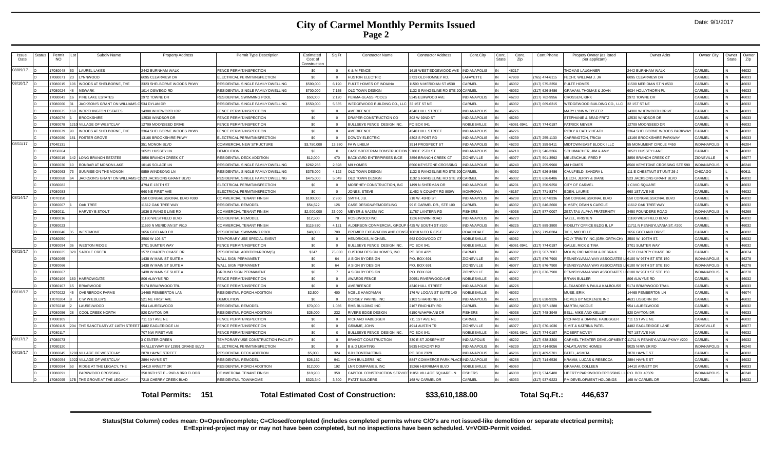# City of Carmel Monthly Permits Issued

## Page 2

Date: 9/1/2017

| Issue Date | Status | Permit NO | Lot | Subdiv Name | Property Address | Permit Type Description | Estimated Cost of Construction | Sq Ft | Contractor Name | Contractor Address | Cont.City | Cont. State | Cont. Zip | Cont.Phone | Propety Owner (as listed per applicant) | Owner Adrs | Owner City | Owner State | Owner Zip |
|---|---|---|---|---|---|---|---|---|---|---|---|---|---|---|---|---|---|---|---|
| 08/09/17... | O | 17080048 | 53 | LAUREL LAKES | 2442 BURNHAM WALK | FENCE PERMIT/INSPECTION | $0 | 0 | K & M FENCE | 1615 WEST EDGEWOOD AVE | INDIANAPOLIS | IN | 46217 | | THOMAS LAUGHNER | 2442 BURNHAM WALK | CARMEL | IN | 46032 |
| | O | 17080071 | 23 | LYNNWOOD | 6095 CLEARVIEW DR | ELECTRICAL PERMIT/INSPECTION | $0 | 0 | HUSTON ELECTRIC | 2723 OLD ROMNEY RD. | LAFAYETTE | IN | 47909 | (765) 474-6115 | FECHT, WILLIAM J. JR | 6095 CLEARVIEW DR | CARMEL | IN | 46033 |
| 08/10/17 | O | 17080015 | 106 | WOODS AT SHELBORNE, THE | 3323 SHELBORNE WOODS PKWY | RESIDENTIAL SINGLE FAMILY DWELLING | $590,000 | 6,190 | PULTE HOMES OF INDIANA | 11590 N MERIDIAN ST #530 | CARMEL | IN | 46032 | (317) 575-2350 | PULTE HOMES | 11590 MERIDIAN ST N #530 | CARMEL | IN | 46032 |
| | O | 17080024 | 48 | NEWARK | 1014 OSWEGO RD | RESIDENTIAL SINGLE FAMILY DWELLING | $700,000 | 7,155 | OLD TOWN DESIGN | 1132 S RANGELINE RD STE 200 | CARMEL | IN | 46032 | (317) 626-8486 | GRAHAM, THOMAS & JOAN | 6034 HOLLYTHORN PL | CARMEL | IN | 46033 |
| | O | 17080043 | 16 | PINE LAKE ESTATES | 2972 TOWNE DR | RESIDENTIAL SWIMMING POOL | $50,000 | 2,120 | PERMA-GLASS POOLS | 5245 ELMWOOD AVE | INDIANAPOLIS | IN | 46203 | (317) 782-9956 | CROSSEN, KIRK | 2972 TOWNE DR | CARMEL | IN | 46032 |
| | O | 17080060 | 31 | JACKSON'S GRANT ON WILLIAMS C | 534 DYLAN DR | RESIDENTIAL SINGLE FAMILY DWELLING | $550,000 | 5,555 | WEDGEWOOD BUILDING CO., LLC | 32 1ST ST NE | CARMEL | IN | 46032 | (317) 669-6315 | WEDGEWOOD BUILDING CO., LLC | 32 1ST ST NE | CARMEL | IN | 46032 |
| | C | 17080075 | 160 | WORTHINGTON ESTATES | 14300 WHITWORTH DR | FENCE PERMIT/INSPECTION | $0 | 0 | AMERIFENCE | 4340 HULL STREET | INDIANAPOLIS | IN | 46226 | | MARY LYNN WEBSTER | 14300 WHITWORTH DRIVE | CARMEL | IN | 46033 |
| | O | 17080076 | 1 | BROOKSHIRE | 12530 WINDSOR DR | FENCE PERMIT/INSPECTION | $0 | 0 | DRAPER CONSTRUCTION CO | 302 W 92ND ST | INDIANAPOLIS | IN | 46260 | | STEPHANIE & BRAD FRITZ | 12530 WINDSOR DR | CARMEL | IN | 46033 |
| | O | 17080078 | 1210 | VILLAGE OF WESTCLAY | 12709 MOONSEED DRIVE | FENCE PERMIT/INSPECTION | $0 | 0 | BULLSEYE FENCE DESIGN INC. | PO BOX 941 | NOBLESVILLE | IN | 46061-0941 | (317) 774-0197 | PATRICK MEYER | 12709 MOONSEED DR | CARMEL | IN | 46032 |
| | O | 17080079 | 90 | WOODS AT SHELBORNE, THE | 3364 SHELBORNE WOODS PKWY | FENCE PERMIT/INSPECTION | $0 | 0 | AMERIFENCE | 4340 HULL STREET | INDIANAPOLIS | IN | 46226 | | RICKY & CATHY HEATH | 3364 SHELBORNE WOODS PARKWAY | CARMEL | IN | 46032 |
| | C | 17080080 | 161 | FOSTER GROVE | 13166 BROOKSHIRE PKWY | ELECTRICAL PERMIT/INSPECTION | $0 | 0 | DOWDY ELECTRIC | 4302 S POST RD | INDIANAPOLIS | IN | 46239 | (317) 255-1130 | CARRINGTON, TRICIA | 13166 BROOKSHIRE PARKWAY | CARMEL | IN | 46033 |
| 08/11/17 | O | 17040131 | | | 351 MONON BLVD | COMMERCIAL NEW STRUCTURE | $3,750,000 | 13,380 | FA WILHELM | 3914 PROSPECT ST | INDIANAPOLIS | IN | 46203 | (317) 359-5411 | MIDTOWN EAST BLOCK I LLC | 55 MONUMENT CIRCLE #450 | INDIANAPOLIS | IN | 46204 |
| | C | 17050264 | | | 10521 HUSSEY LN | DEMOLITION | $0 | 0 | CASEY-BERTRAM CONSTRUCTION | 5780 E 25TH ST | INDIANAPOLIS | IN | 46218 | (317) 546-3366 | SCHUMACHER, JIM & AMY | 10521 HUSSEY LANE | CARMEL | IN | 46032 |
| | O | 17080019 | 142 | LONG BRANCH ESTATES | 3856 BRANCH CREEK CT | RESIDENTIAL DECK ADDITION | $12,000 | 470 | BACKYARD ENTERPRISES INCE | 3856 BRANCH CREEK CT | ZIONSVILLE | IN | 46077 | (317) 501-3592 | MELENCHUK, FRED P | 3856 BRANCH CREEK CT | ZIONSVILLE | IN | 46077 |
| | O | 17080030 | 10 | BONBAR AT MONON LAKE | 10146 SOLACE LN | RESIDENTIAL SINGLE FAMILY DWELLING | $262,285 | 2,898 | M/I HOMES | 8500 KEYSTONE CROSSING | INDIANAPOLIS | IN | 46240 | (317) 255-9900 | M/I HOMES | 8500 KEYSTONE CROSSING STE 590 | INDIANAPOLIS | IN | 46240 |
| | O | 17080063 | 73 | SUNRISE ON THE MONON | 9859 WINDSONG LN | RESIDENTIAL SINGLE FAMILY DWELLING | $375,000 | 4,122 | OLD TOWN DESIGN | 1132 S RANGELINE RD STE 200 | CARMEL | IN | 46032 | (317) 626-8486 | CAULFIELD, SANDRA L | 111 E CHESTNUT ST UNIT 26-J | CHICAGO | IL | 60611 |
| | O | 17080068 | 64 | JACKSON'S GRANT ON WILLIAMS C | 523 JACKSONS GRANT BLVD | RESIDENTIAL SINGLE FAMILY DWELLING | $475,000 | 5,049 | OLD TOWN DESIGN | 1132 S RANGELINE RD STE 200 | CARMEL | IN | 46032 | (317) 626-8486 | LEECH, JERRY & DIANE | 523 JACKSONS GRANT BLVD | CARMEL | IN | 46032 |
| | C | 17080082 | | | 4794 E 136TH ST | ELECTRICAL PERMIT/INSPECTION | $0 | 0 | MORPHEY CONSTRUCTION, INC | 1499 N SHERMAN DR | INDIANAPOLIS | IN | 46201 | (317) 356-9250 | CITY OF CARMEL | 1 CIVIC SQUARE | CARMEL | IN | 46032 |
| | O | 17080083 | | | 660 NE FIRST AVE | ELECTRICAL PERMIT/INSPECTION | $0 | 0 | JONES, STEVE | 11452 N COUNTY RD 800W | MONROVIA | IN | 46157 | (317) 771-8374 | EDEN, LAURIE | 660 1ST AVE NE | CARMEL | IN | 46032 |
| 08/14/17 | O | 17070150 | | | 550 CONGRESSIONAL BLVD #300 | COMMERCIAL TENANT FINISH | $100,000 | 2,950 | SMITH, J.B. | 218 W. 43RD ST. | INDIANAPOLIS | IN | 46208 | (317) 507-8336 | 550 CONGRESSIONAL BLVD | 550 CONGRESSIONAL BLVD | CARMEL | IN | 46032 |
| | O | 17080007 | 1 | OAK TREE | 11612 OAK TREE WAY | RESIDENTIAL REMODEL | $54,522 | 126 | CASE DESIGN/REMODELING | 99 E CARMEL DR., STE 100 | CARMEL | IN | 46032 | (317) 846-2600 | KIMSEY, DEAN & CAROLE | 11612 OAK TREE WAY | CARMEL | IN | 46032 |
| | O | 17080011 | | HARVEY B STOUT | 1036 S RANGE LINE RD | COMMERCIAL TENANT FINISH | $2,000,000 | 33,000 | MEYER & NAJEM INC | 11787 LANTERN RD | FISHERS | IN | 46038 | (317) 577-0007 | ZETA TAU ALPHA FRATERNITY | 3450 FOUNDERS ROAD | INDIANAPOLIS | IN | 46268 |
| | O | 17080016 | | | 11180 WESTFIELD BLVD | RESIDENTIAL REMODEL | $12,500 | 70 | ROSEWOOD INC. | 1226 ROWIN ROAD | INDIANAPOLIS | IN | 46220 | | YAZEL, KRISTEN | 11180 WESTFIELD BLVD | CARMEL | IN | 46032 |
| | O | 17080023 | | | 11590 N MERIDIAN ST #610 | COMMERCIAL TENANT FINISH | $119,830 | 4,121 | ALDERSON COMMERCIAL GROUP I | 425 W SOUTH ST #100 | INDIANAPOLIS | IN | 46225 | (317) 889-3800 | FIDELITY OFFICE BLDG II, LP | 11711 N PENNSYLVANIA ST, #200 | CARMEL | IN | 46032 |
| | O | 17080046 | 35 | WESTMONT | 1656 GOTLAND DR | RESIDENTIAL SWIMMING POOL | $48,000 | 700 | PREMIER EXCAVATION AND CONST | 10018 N CO R 675 E | ROACHDALE | IN | 46172 | (765) 719-0384 | TIEK, MICHELLE | 1656 GOTLAND DRIVE | CARMEL | IN | 46032 |
| | O | 17080050 | | | 3500 W 106 ST | TEMPORARY USE SPECIAL EVENT | $0 | 0 | HENDRICKS, MICHAEL | 662 DOGWOOD CT | NOBLESVILLE | IN | 46062 | | HOLY TRINITY INC.(GRK.ORTH.CH) | 3500 W. 106TH ST. | CARMEL | IN | 46032 |
| | O | 17080094 | 36 | WESTON RIDGE | 3701 SUMTER WAY | FENCE PERMIT/INSPECTION | $0 | 0 | BULLSEYE FENCE DESIGN INC. | PO BOX 941 | NOBLESVILLE | IN | 46061-0941 | (317) 774-0197 | GALLE, RICK & TINA | 3701 SUMTER WAY | CARMEL | IN | 46032 |
| 08/15/17 | O | 17080025 | 328 | SADDLE CREEK | 1572 CHARITY CHASE DR | RESIDENTIAL ADDITION-ROOM(S) | $347 | 75,000 | CUSTOM DESIGN HOMES, INC | PO BOX 4221 | CARMEL | IN | 46082 | (317) 507-7087 | MOLIN, RICHARD M & DEBRA K | 1572 CHARITY CHASE DR | CARMEL | IN | 46074 |
| | O | 17080065 | | | 1438 W MAIN ST SUITE A | WALL SIGN PERMANENT | $0 | 64 | A SIGN BY DESIGN | P.O. BOX 691 | ZIONSVILLE | IN | 46077 | (317) 876-7900 | PENNSYLVANIA WAY ASSOCIATES L | 6100 W 96TH ST STE 150 | INDIANAPOLIS | IN | 46278 |
| | O | 17080066 | | | 1438 W MAIN ST SUITE A | WALL SIGN PERMANENT | $0 | 64 | A SIGN BY DESIGN | P.O. BOX 691 | ZIONSVILLE | IN | 46077 | (317) 876-7900 | PENNSYLVANIA WAY ASSOCIATES L | 6100 W 96TH ST STE 150 | INDIANAPOLIS | IN | 46278 |
| | O | 17080067 | | | 1438 W MAIN ST SUITE A | GROUND SIGN PERMANENT | $0 | 7 | A SIGN BY DESIGN | P.O. BOX 691 | ZIONSVILLE | IN | 46077 | (317) 876-7900 | PENNSYLVANIA WAY ASSOCIATES L | 6100 W 96TH ST STE 150 | INDIANAPOLIS | IN | 46278 |
| | O | 17080106 | 180 | HARROWGATE | 806 ALWYNE RD | FENCE PERMIT/INSPECTION | $0 | 0 | AWARDS FENCE | 20951 RIVERWOOD AVE | NOBLESVILLE | IN | 46062 | | BRYAN BULLER | 806 ALWYNE RD | CARMEL | IN | 46032 |
| | O | 17080107 | 15 | BRIARWOOD | 5174 BRIARWOOD TRL | FENCE PERMIT/INSPECTION | $0 | 0 | AMERIFENCE | 4340 HULL STREET | INDIANAPOLIS | IN | 46226 | | ALEXANDER & PAULA KALBOUSS | 5174 BRIARWOOD TRAIL | CARMEL | IN | 46033 |
| 08/16/17 | O | 17070222 | 45 | OVERBROOK FARMS | 14465 PEMBERTON LAN | RESIDENTIAL PORCH ADDITION | $2,500 | 400 | NOBLE HANDYMAN | 176 W LOGAN ST SUITE 140 | NOBLESVILLE | IN | 46032 | | MUSE, ERIK | 14465 PEMBERTON LN | CARMEL | IN | 46074 |
| | O | 17070204 | 8 | C W WIEDLER'S | 521 NE FIRST AVE | DEMOLITION | $0 | 0 | DORSEY PAVING, INC | 2102 S HARDING ST | INDIANAPOLIS | IN | 46221 | (317) 638-9326 | HOMES BY MCKENZIE INC | 4631 LISBORN DR | CARMEL | IN | 46032 |
| | O | 17070218 | 2 | LAURELWOOD | 954 LAURELWOOD | RESIDENTIAL REMODEL | $70,000 | 1,086 | RMB BUILDING INC | 2167 FINCHLEY RD | CARMEL | IN | 46032 | (317) 587-1388 | MARTIN, NICOLE | 954 LAURELWOOD | CARMEL | IN | 46032 |
| | O | 17080056 | 28 | COOL CREEK NORTH | 820 DAYTON DR | RESIDENTIAL PORCH ADDITION | $25,000 | 232 | RIVERS EDGE DESIGN | 6150 WAPHIPHANI DR | FISHERS | IN | 46038 | (317) 748-3949 | BELL, MIKE AND KELLEY | 820 DAYTON DR | CARMEL | IN | 46033 |
| | O | 17080109 | | | 711 1ST AVE NE | FENCE PERMIT/INSPECTION | $0 | 0 | RICHARD HABEGGER | 711 1ST AVE NE | CARMEL | IN | 46033 | | RICHARD & DIANNE HABEGGER | 711 1ST AVE NE | CARMEL | IN | 46032 |
| | O | 17080115 | 204 | THE SANCTUARY AT 116TH STREET | 4482 EAGLERIDGE LN | FENCE PERMIT/INSPECTION | $0 | 0 | GRIMME, JOHN | 4914 AUSTIN TR | ZIONSVILLE | IN | 46077 | (317) 670-1036 | SIMIT & KATRINA PATEL | 4482 EAGLERIDGE LANE | ZIONSVILLE | IN | 46077 |
| | O | 17080117 | | | 707 NW FIRST AVE | FENCE PERMIT/INSPECTION | $0 | 0 | BULLSEYE FENCE DESIGN INC. | PO BOX 941 | NOBLESVILLE | IN | 46061-0941 | (317) 774-0197 | ROBERT MCVEY | 707 1ST AVE NW | CARMEL | IN | 46032 |
| 08/17/17 | O | 17080073 | | | 3 CENTER GREEN | TEMPORARY USE CONSTRUCTION FACILITY | $0 | 0 | BRANDT CONSTRUCTION | 330 E ST JOSEPH ST | INDIANPOLIS | IN | 46202 | (317) 638-3300 | CARMEL THEATER DEVELOPMENT C | 11711 N PENNSYLVANIA PKWY #200 | CARMEL | IN | 46032 |
| | O | 17080120 | | | IN ALLEYWAY BY 12891 GRAND BLVD | ELECTRICAL PERMIT/INSPECTION | $0 | 0 | B & D LIGHTING | 5635 HICKORY RD | INDIANAPOLIS | IN | 46239 | (317) 414-8056 | CALATLANTIC HOMES | 9025 N RIVER RD | INDIANAPOLIS | IN | 46240 |
| 08/18/17 | C | 17080045 | 1200 | VILLAGE OF WESTCLAY | 2870 HAYNE STREET | RESIDENTIAL DECK ADDITION | $5,000 | 324 | BJH CONTRACTING | PO BOX 2329 | INDIANAPOLIS | IN | 46206 | (317) 489-5701 | PATEL, ASMITA | 2870 HAYNE ST | CARMEL | IN | 46032 |
| | O | 17080054 | 1022 | VILLAGE OF WESTCLAY | 2894 HAYNE ST | RESIDENTIAL REMODEL | $26,162 | 941 | CMH BUILDERS INC | 8847 COMMERCE PARK PLACE | INDIANAPOLIS | IN | 46268 | (317) 714-6536 | KRAMM, LUCAS & REBECCA | 2894 HAYNE ST | CARMEL | IN | 46032 |
| | O | 17080084 | 53 | RIDGE AT THE LEGACY, THE | 14410 ARNETT DR | RESIDENTIAL PORCH ADDITION | $12,000 | 192 | LNR COMPANIES, INC | 15266 HERRIMAN BLVD | NOBLESVILLE | IN | 46060 | | GRAHAM, COLLEEN | 14410 ARNETT DR | CARMEL | IN | 46033 |
| | O | 17080091 | | PARKWOOD CROSSING | 350 96TH ST E - 2ND & 3RD FLOOR | COMMERCIAL TENANT FINISH | $18,900 | 358 | CAPITOL CONSTRUCTION SERVICE | 11051 VILLAGE SQUARE LN | FISHERS | IN | 46038 | (317) 574-5488 | LIBERTY PARKWOOD CROSSING LL | P.O. BOX 40500 | INDIANAPOLIS | IN | 46240 |
| | O | 17080095 | 17B | THE GROVE AT THE LEGACY | 7210 CHERRY CREEK BLVD | RESIDENTIAL TOWNHOME | $323,340 | 3,300 | PYATT BUILDERS | 168 W CARMEL DR | CARMEL | IN | 46033 | (317) 937-9223 | PM DEVELOPMENT HOLDINGS | 168 W CARMEL DR | CARMEL | IN | 46032 |

**Total Permits: 151** **Total Estimated Cost of Construction: $33,610,188.00** **Total Sq.Ft.: 446,637**

**Status(Stat Column) codes mean: O=Open/incomplete; C=Closed/completed (includes completed permits where C/O's are not issued-like demolition or separate electrical permits); E=Expired-project may or may not have been completed, but no inspections have been scheduled. V=VOID-Permit voided.**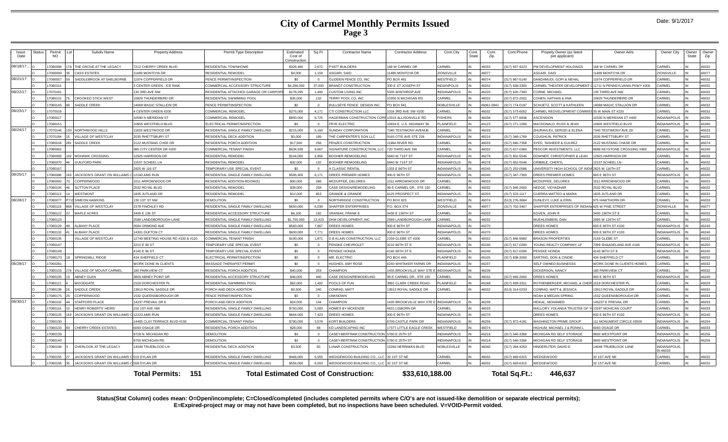# City of Carmel Monthly Permits Issued
## Page 3

Date: 9/1/2017

| Issue Date | Status | Permit NO | Lot | Subdiv Name | Property Address | Permit Type Description | Estimated Cost of Construction | Sq Ft | Contractor Name | Contractor Address | Cont.City | Cont. State | Cont. Zip | Cont.Phone | Propety Owner (as listed per applicant) | Owner Adrs | Owner City | Owner State | Owner Zip |
|---|---|---|---|---|---|---|---|---|---|---|---|---|---|---|---|---|---|---|---|
| 08/18/17... | O | 17080098 | 17A | THE GROVE AT THE LEGACY | 7212 CHERRY CREEK BLVD | RESIDENTIAL TOWNHOME | $326,490 | 2,672 | PYATT BUILDERS | 168 W CARMEL DR | CARMEL | IN | 46033 | (317) 937-9223 | PM DEVELOPMENT HOLDINGS | 168 W CARMEL DR | CARMEL | IN | 46032 |
| | O | 17080099 | 36 | CASS ESTATES | 11489 MONTOYA DR | RESIDENTIAL REMODEL | $4,000 | 1,159 | ASGARI, SAID | 11489 MONTOYA DR | ZIONSVILLE | IN | 46077 | | ASGARI, SAID | 11489 MONTOYA DR | ZIONSVILLE | IN | 46077 |
| 08/21/17 | O | 17080057 | 59 | SADDLEBROOK AT SHELBORNE | 11974 COPPERFIELD DR | FENCE PERMIT/INSPECTION | $0 | 0 | GLIDDEN FENCE CO, INC | PO BOX 481 | WESTFIELD | IN | 46074 | (317) 867-5140 | DANDAMUDI, GOPI & NEHAL | 11974 COPPERFIELD DR | CARMEL | IN | 46032 |
| | O | 17080110 | | | 3 CENTER GREEN - ICE RINK | COMMERCIAL ACCESSORY STRUCTURE | $4,266,000 | 37,000 | BRANDT CONSTRUCTION | 330 E ST JOSEPH ST | INDIANAPOLIS | IN | 46202 | (317) 638-3300 | CARMEL THEATER DEVELOPMENT C | 11711 N PENNSYLVANIA PKWY #200 | CARMEL | IN | 46032 |
| 08/22/17 | O | 17070181 | | | 130 3RD AVE NW | RESIDENTIAL ATTACHED GARAGE OR CARPORT | $178,295 | 1,400 | CUSTOM LIVING INC | 5335 WINTHROP AVE | INDIANAPOLIS | IN | 46220 | (317) 626-7393 | CORNE, MICHAEL | 130 THIRD AVE NW | CARMEL | IN | 46032 |
| | O | 17080101 | 75 | CROOKED STICK WEST | 10829 THUNDERBIRD DR | RESIDENTIAL SWIMMING POOL | $35,000 | 132 | TERRY POOL CO, INC | 10350 N MICHIGAN RD | CARMEL | IN | 46032 | (317) 872-2502 | COHEN, NATHAN & ANA | 10829 THUNDERBIRD DR | CARMEL | IN | 46032 |
| | O | 17080145 | 88 | SADDLE CREEK | 14068 MAGIC STALLION DR | FENCE PERMIT/INSPECTION | $0 | 0 | BULLSEYE FENCE DESIGN INC. | PO BOX 941 | NOBLESVILLE | IN | 46061-0941 | (317) 774-0197 | SCHUETZ, SCOTT & KATHLEEN | 14068 MAGIC STALLION DR | CARMEL | IN | 46032 |
| 08/23/17 | O | 17070018 | | | 4 CENTER GREEN #200 | COMMERCIAL REMODEL | $275,000 | 4,171 | CTI CONSTRUCTION LLC | 1016 3RD AVE SW #200 | CARMEL | IN | 46032 | (317) 573-6052 | CARMEL REDVELOPMENT COMMISS | 30 W MAIN ST #220 | CARMEL | IN | 46032 |
| | O | 17080017 | | | 10590 N MERIDIAN ST | COMMERCIAL REMODEL | $850,000 | 8,725 | HAGERMAN CONSTRUCTION CORP | 10315 ALLISONVILLE RD | FISHERS | IN | 46038 | (317) 577-6836 | ASCENSION | 10330 N MERIDIAN ST #400 | INDIANAPOLIS | IN | 46290 |
| | O | 17080151 | | | 10905 WESTFIELD BLVD | ELECTRICAL PERMIT/INSPECTION | $0 | 0 | FRYE ELECTRIC | 10834 E. U.S. HIGHWAY 36 | PLAINFIELD | IN | 46123 | (317) 271-1099 | MACDONALD, RUSS & JEAN | 10905 WESTFIELD BLVD | INDIANAPOLIS | IN | 46280 |
| 08/24/17 | O | 17070146 | 133 | NORTHWOOD HILLS | 11833 WESTWOOD DR | RESIDENTIAL SINGLE FAMILY DWELLING | $215,000 | 5,160 | SUNDAY CORPORATION | 7340 TESTIMONY AVENUE | CARMEL | IN | 46033 | | ZHURAVLEV, SERGEI & ELENA | 7340 TESTIMONY AVE 2D | CARMEL | IN | 46033 |
| | O | 17070184 | 15 | VILLAGE OF WESTCLAY | 2035 RHETTSBURY ST | RESIDENTIAL DECK ADDITION | $3,000 | 189 | THE CARPENTER'S SON LLC | 9165 OTIS AVE STE 228 | INDIANAPOLIS | IN | 46216 | (317) 348-1769 | COUGHLIN, PATRICK | 2035 RHETTSBURY ST | CARMEL | IN | 46032 |
| | O | 17080018 | 281 | SADDLE CREEK | 2122 MUSTANG CHSE DR | RESIDENTIAL PORCH ADDITION | $17,500 | 256 | PENZES CONSTRUCTION | 11964 RIVER RD. | CARMEL | IN | 46033 | (317) 846-7358 | SYED, TASHEER & GULREZ | 2122 MUSTANG CHASE DR | CARMEL | IN | 46074 |
| | O | 17080062 | | | 385 CITY CENTER DR #200 | COMMERCIAL TENANT FINISH | $634,539 | 9,667 | SIGNATURE CONSTRUCTION, LLC | 720 THIRD AVE SW | CARMEL | IN | 46032 | (317) 817-0360 | PEDCOR INVESTMENTS, LLC | 8888 KEYSTONE CROSSING #900 | INDIANAPOLIS | IN | 46240 |
| | O | 17080069 | 102 | MOHAWK CROSSING | 12925 HARRISON DR | RESIDENTIAL REMODEL | $104,000 | 2,956 | BOOHER REMODELING | 5840 W 71ST ST | INDIANAPOLIS | IN | 46278 | (317) 852-5546 | DOWNER, CHRISTOPHER & LEAH | 12925 HARRISON DR | CARMEL | IN | 46033 |
| | O | 17080070 | 46 | GUILFORD PARK | 11537 SCHEEL LN | RESIDENTIAL REMODEL | $32,000 | 132 | BOOHER REMODELING | 5840 W 71ST ST | INDIANAPOLIS | IN | 46278 | (317) 852-5546 | GRIBBLE, CHERYL | 11537 SCHEEL LN | CARMEL | IN | 46032 |
| | O | 17080167 | | | 2825 W 116 ST | TEMPORARY USE SPECIAL EVENT | $0 | 0 | A CLASSIC RENTAL | 1333 E 86TH ST | INDIANAPOLIS | IN | 46240 | (317) 253-0586 | UNIVERSITY HIGH SCHOOL OF INDIA | 2825 W 116TH ST | CARMEL | IN | 46032 |
| 08/25/17 | O | 17080086 | 163 | JACKSON'S GRANT ON WILLIAMS C | 12240 AMS RUN | RESIDENTIAL SINGLE FAMILY DWELLING | $595,900 | 6,171 | DREES PREMIER HOMES | 900 E 96TH ST | INDIANAPOLIS | IN | 46240 | (317) 347-7300 | DREES PREMIER HOMES | 900 E 96TH ST | INDIANAPOLIS | IN | 46240 |
| | O | 17080092 | 70 | COPPERWOOD | 1011 ARROWWOOD DR | RESIDENTIAL ADDITION-ROOM(S) | $30,000 | 288 | MCDUFFEE, DELORES | 1011 ARROWWOOD DR | CARMEL | IN | 46033 | | MCDUFFEE, DELORES | 1011 ARROWWOOD DR | CARMEL | IN | 46033 |
| | O | 17080104 | 46 | SUTTON PLACE | 2532 ROYAL BLVD | RESIDENTIAL REMODEL | $38,000 | 258 | CASE DESIGN/REMODELING | 99 E CARMEL DR., STE 100 | CARMEL | IN | 46032 | (317) 846-2600 | HEDGE, VIDYADHAR | 2532 ROYAL BLVD | CARMEL | IN | 46032 |
| | O | 17080113 | 14 | WESTMONT | 1835 JUTLAND DR | RESIDENTIAL REMODEL | $12,000 | 853 | GRANDE & GRANDE | 6125 PROSPECT ST. | INDIANAPOLIS | IN | 46203 | (317) 523-1117 | GUERRA MATTEO & MARIA | 1835 JUTLAND DR | CARMEL | IN | 46032 |
| 08/28/17 | O | 17080077 | PT15 | SIMEON HAWKINS | 130 1ST ST NW | DEMOLITION | $0 | 0 | NORTHRIDGE CONSTRUCTION | PO BOX 823 | WESTFIELD | IN | 46074 | (513) 276-3684 | DUNLEVY, LUKE & ERIN | 975 HAWTHORN DR | CRAMEL | IN | 46033 |
| | O | 17080119 | 868 | VILLAGE OF WESTCLAY | 2378 FINCHLEY RD | RESIDENTIAL SINGLE FAMILY DWELLING | $650,000 | 6,039 | SHAFFER ENTERPRISES | P.O. BOX 374 | ZIONSVILLE | IN | 46077 | (317) 702-3467 | SHAFFER ENTERPRISES OF INDIAN | 825 W PINE STREET | ZIONSVILLE | IN | 46077 |
| | O | 17080122 | 22 | MAPLE ACRES | 3430 E 136 ST | RESIDENTIAL ACCESSORY STRUCTURE | $6,100 | 192 | VRANIAK, FRANK E | 3430 E 136TH ST | CARMEL | IN | 46033 | | KOVEN, JOHN R | 3430 136TH ST E | CARMEL | IN | 46033 |
| | O | 17080123 | | | 2589 LANDSBOROUGH LANE | RESIDENTIAL SINGLE FAMILY DWELLING | $1,700,000 | 13,423 | DKM DEVELOPMENT, INC | 2589 LANDBOROUGH LANE | CARMEL | IN | 46032 | | MUEHLENBEIN, DAN | 2995 W 126TH ST | CARMEL | IN | 46032 |
| | O | 17080129 | 49 | ALBANY PLACE | 3584 ORMOND AVE | RESIDENTIAL SINGLE FAMILY DWELLING | $583,000 | 7,867 | DREES HOMES | 900 E 96TH ST | INDIANAPOLIS | IN | 46270 | | DREES HOMES | 900 E 96TH ST #100 | INDIANAPOLIS | IN | 46240 |
| | O | 17080132 | 41 | ALBANY PLACE | 14301 DUFTON CT | RESIDENTIAL SINGLE FAMILY DWELLING | $600,000 | 7,771 | DREES HOMES | 900 E 96TH ST | INDIANAPOLIS | IN | 46270 | | DREES HOMES | 900 E 96TH ST #100 | INDIANAPOLIS | IN | 46240 |
| | O | 17080135 | | VILLAGE OF WESTCLAY | 12749 MEETING HOUSE RD #100 & #120 | COMMERCIAL TENANT FINISH | $100,000 | 1,871 | D B KLAIN CONSTRUCTION, LLC | 2159 GLEBE ST #200 | CARMEL | IN | 46032 | (317) 846-9992 | BRASON PROPERTIES | 2159 GLEBE ST | CARMEL | IN | 46032 |
| | O | 17080147 | | | 3210 E 96 ST | TEMPORARY USE SPECIAL EVENT | $0 | 0 | PENSKE CHEVROLET | 3210 96TH ST E | INDIANAPOLIS | IN | 46240 | (317) 817-0290 | YOUNG REALTY COMPANY, LP | 7399 SHAADELAND AVE #166 | INDIANAPOLIS | IN | 46250 |
| | O | 17080148 | | | 4140 E 96 ST | TEMPORARY USE SPECIAL EVENT | $0 | 0 | PENSKE HONDA | 4140 96TH ST E | INDIANAPOLIS | IN | 46240 | (317) 817-0290 | PENSKE HONDA | 4140 96TH ST E | INDIANAPOLIS | IN | 46240 |
| | C | 17080170 | 18 | SPRINGMILL RIDGE | 434 SHEFFIELD CT | ELECTRICAL PERMIT/INSPECTION | $0 | 0 | MR. ELECTRIC | PO BOX 446 | PLAINFIELD | IN | 46105 | (317) 838-3000 | SARTINO, DON & CINDIE | 434 SHEFFIELD CT | CARMEL | IN | 46032 |
| 08/29/17 | O | 17060281 | | | WORK DONE IN CLIENTS | MASSAGE THERAPIST PERMIT | $0 | 0 | HUGHES, AMY ROSE | 6240 WHITAKER FARMS DR | INDIANAPOLIS | IN | 46237 | | SELF OWNED BUSINESSS | WORK DONE IN CLIENTS HOMES | CARMEL | IN | 46032 |
| | O | 17080103 | 276 | VILLAGE OF MOUNT CARMEL | 180 PARKVIEW CT | RESIDENTIAL PORCH ADDITION | $40,000 | 255 | CHAMPION | 1435 BROOKVILLE WAY STE E | INDIANAPOLIS | IN | 46239 | | DICKERSON, NANCY | 180 PARKVIEW CT | CARMEL | IN | 46032 |
| | O | 17080105 | 13 | ABNEY GLEN | 3805 ABNEY POINT DR | RESIDENTIAL ACCESSORY STRUCTURE | $46,000 | 440 | CASE DESIGN/REMODELING | 99 E CARMEL DR., STE 100 | CARMEL | IN | 46032 | (317) 846-2600 | DREES HOMES | 900 E 96TH ST | INDIANAPOLIS | IN | 46240 |
| | O | 17080121 | 4 | WOODGATE | 1519 DORCHESTER PL | RESIDENTIAL SWIMMING POOL | $62,000 | 1,402 | POOLS OF FUN | 3891 CLARK CREEK ROAD | PLAINFIELD | IN | 46168 | (317) 839-3311 | ROTHENBERGER, MICHAEL & CHER | 1519 DORCHESTER PL | CARMEL | IN | 46033 |
| | O | 17080138 | 26 | SADDLE CREEK | 13913 ROYAL SADDLE DR | PORCH AND DECK ADDITION | $3,500 | 240 | CONRAD, MATT | 13913 ROYAL SADDLE DR | CARMEL | IN | 46032 | (513) 314-0233 | CONRAD, MATT & JESSICA | 13913 ROYAL SADDLE DR | CARMEL | IN | 46032 |
| | O | 17080175 | 25 | COPPERWOOD | 1532 QUEENSBOROUGH DR | FENCE PERMIT/INSPECTION | $0 | 0 | UNKNOWN | | | | | | NOAH & MEGAN SPRING | 1532 QUEENSBOROUGH DR | CARMEL | IN | 46033 |
| 08/30/17 | O | 17080102 | 44 | STAFFORD PLACE | 14237 PREVAIL DR E | PORCH AND DECK ADDITION | $24,000 | 144 | CHAMPION | 1435 BROOKVILLE WAY STE E | INDIANAPOLIS | IN | 46239 | | HEIKAL, MOHAMED | 145237 E PREVAIL DR | CARMEL | IN | 46033 |
| | O | 17080116 | 10 | HENRY ROBERTS' HEIRS' | 216 1ST AVE NW | RESIDENTIAL SINGLE FAMILY DWELLING | $750,000 | 5,093 | HOMES BY MCKENZIE | 4631 LISBORN DR | CARMEL | IN | 46033 | | MALLORY, YOLANDA TRUSTEE OF Y | 13297 MOHICAN COURT | CARMEL | IN | 46033 |
| | O | 17080125 | 153 | JACKSON'S GRANT ON WILLIAMS C | 12223 AMS RUN | RESIDENTIAL SINGLE FAMILY DWELLING | $664,000 | 7,423 | DREES HOMES | 900 E 96TH ST | INDIANAPOLIS | IN | 46270 | | DREES HOMES | 900 E 96TH ST #100 | INDIANAPOLIS | IN | 46240 |
| | O | 17080130 | | | 14405 CLAY TERRACE BLVD #150 | COMMERCIAL TENANT FINISH | $790,000 | 3,578 | KORT BUILDERS | 8709 CASTLE PARK DR | INDIANAPOLIS | IN | 46256 | (317) 872-4181 | WASHINGTON PRIME GROUP | 111 MONUMENT CIRCLE #3500 | INDIANAPOLIS | IN | 46204 |
| | O | 17080133 | 83 | CHERRY CREEK ESTATES | 6093 OSAGE DR | RESIDENTIAL PORCH ADDITION | $28,000 | 88 | KD LANDSCAPING INC | 17377 LITTLE EAGLE CREEK | WESTFIELD | IN | 46074 | | HIGHUM, MICHAEL J & RONNI L | 6093 OSAGE DR | CARMEL | IN | 46033 |
| | O | 17080139 | | | 9728 N. MICHIGAN RD | DEMOLITION | $0 | 0 | CASEY-BERTRAM CONSTRUCTION | 5780 E 25TH ST | INDIANAPOLIS | IN | 46218 | (317) 546-3366 | MICHIGAN RD SELF STORAGE | 9800 WESTPOINT DR | INDIANAPOLIS | IN | 46256 |
| | O | 17080140 | | | 9750 MICHIGAN RD | DEMOLITION | $0 | 0 | CASEY-BERTRAM CONSTRUCTION | 5780 E 25TH ST | INDIANAPOLIS | IN | 46218 | (317) 546-3366 | MICHIGAN RD SELF STORAGE | 9800 WESTPOINT DR | INDIANAPOLIS | IN | 46256 |
| | O | 17080149 | 3 | OVERLOOK AT THE LEGACY | 14049 TRUEBLOOD LN | RESIDENTIAL DECK ADDITION | $3,500 | 60 | LUNAR CONSTRUCTION | 15266 HERRIMAN BLVD | NOBLESVILLE | IN | 46060 | (317) 284-4253 | HINDERLITER, DAVID E | 14049 TRUEBLOOK LANE | INDIANAPOLIS, IN 46033 | | |
| | O | 17080155 | 27 | JACKSON'S GRANT ON WILLIAMS C | 510 DYLAN DR | RESIDENTIAL SINGLE FAMILY DWELLING | $466,000 | 5,555 | WEDGEWOOD BUILDING CO., LLC | 32 1ST ST NE | CARMEL | IN | 46032 | (317) 669-6315 | WEDGEWOOD | 32 1ST AVE NE | CARMEL | IN | 46032 |
| | O | 17080158 | 35 | JACKSON'S GRANT ON WILLIAMS C | 558 DYLAN DR | RESIDENTIAL SINGLE FAMILY DWELLING | $556,000 | 6,003 | WEDGEWOOD BUILDING CO., LLC | 32 1ST ST NE | CARMEL | IN | 46032 | (317) 669-6315 | WEDGEWOOD | 32 1ST AVE NE | CARMEL | IN | 46032 |

**Total Permits: 151** **Total Estimated Cost of Construction: $33,610,188.00** **Total Sq.Ft.: 446,637**

**Status(Stat Column) codes mean: O=Open/incomplete; C=Closed/completed (includes completed permits where C/O's are not issued-like demolition or separate electrical permits); E=Expired-project may or may not have been completed, but no inspections have been scheduled. V=VOID-Permit voided.**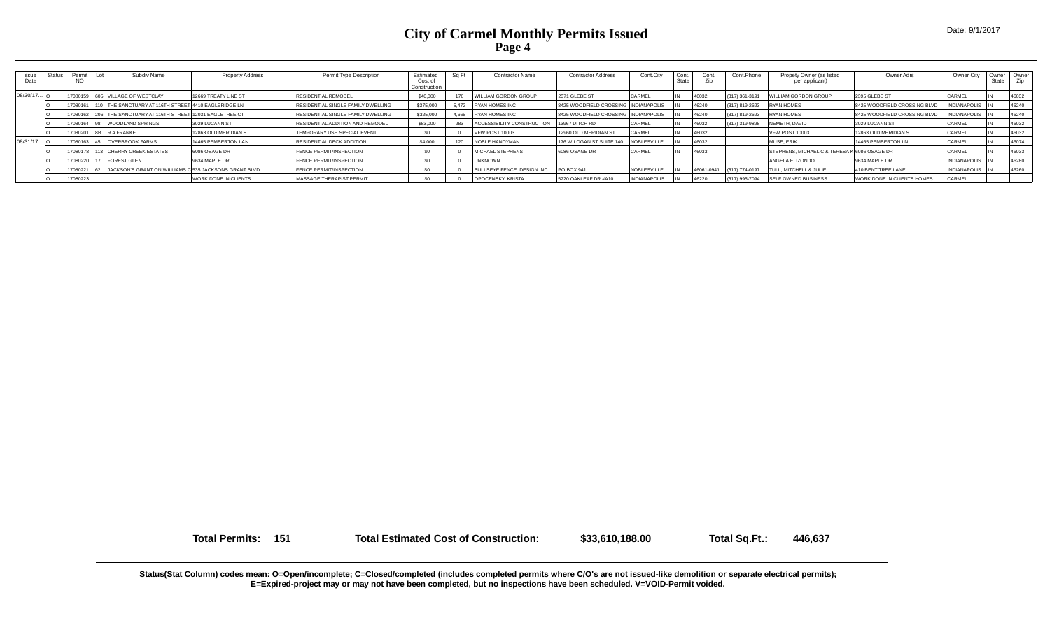# City of Carmel Monthly Permits Issued

**Page 4**

Date: 9/1/2017

| Issue Date | Status | Permit NO | Lot | Subdiv Name | Property Address | Permit Type Description | Estimated Cost of Construction | Sq Ft | Contractor Name | Contractor Address | Cont.City | Cont. State | Cont. Zip | Cont.Phone | Propety Owner (as listed per applicant) | Owner Adrs | Owner City | Owner State | Owner Zip |
|---|---|---|---|---|---|---|---|---|---|---|---|---|---|---|---|---|---|---|---|
| 08/30/17... | O | 17080159 | 605 | VILLAGE OF WESTCLAY | 12669 TREATY LINE ST | RESIDENTIAL REMODEL | $40,000 | 170 | WILLIAM GORDON GROUP | 2371 GLEBE ST | CARMEL | IN | 46032 | (317) 361-3191 | WILLIAM GORDON GROUP | 2395 GLEBE ST | CARMEL | IN | 46032 |
| | O | 17080161 | 110 | THE SANCTUARY AT 116TH STREET | 4410 EAGLERIDGE LN | RESIDENTIAL SINGLE FAMILY DWELLING | $375,000 | 5,472 | RYAN HOMES INC | 8425 WOODFIELD CROSSING | INDIANAPOLIS | IN | 46240 | (317) 819-2623 | RYAN HOMES | 8425 WOODFIELD CROSSING BLVD | INDIANAPOLIS | IN | 46240 |
| | O | 17080162 | 206 | THE SANCTUARY AT 116TH STREET | 12031 EAGLETREE CT | RESIDENTIAL SINGLE FAMILY DWELLING | $325,000 | 4,665 | RYAN HOMES INC | 8425 WOODFIELD CROSSING | INDIANAPOLIS | IN | 46240 | (317) 819-2623 | RYAN HOMES | 8425 WOODFIELD CROSSING BLVD | INDIANAPOLIS | IN | 46240 |
| | O | 17080164 | 98 | WOODLAND SPRINGS | 3029 LUCANN ST | RESIDENTIAL ADDITION AND REMODEL | $83,000 | 283 | ACCESSIBILITY CONSTRUCTION | 13967 DITCH RD | CARMEL | IN | 46032 | (317) 319-9898 | NEMETH, DAVID | 3029 LUCANN ST | CARMEL | IN | 46032 |
| | O | 17080201 | 8B | R A FRANKE | 12863 OLD MERIDIAN ST | TEMPORARY USE SPECIAL EVENT | $0 | 0 | VFW POST 10003 | 12960 OLD MERIDIAN ST | CARMEL | IN | 46032 | | VFW POST 10003 | 12863 OLD MERIDIAN ST | CARMEL | IN | 46032 |
| 08/31/17 | O | 17080163 | 45 | OVERBROOK FARMS | 14465 PEMBERTON LAN | RESIDENTIAL DECK ADDITION | $4,000 | 120 | NOBLE HANDYMAN | 176 W LOGAN ST SUITE 140 | NOBLESVILLE | IN | 46032 | | MUSE, ERIK | 14465 PEMBERTON LN | CARMEL | IN | 46074 |
| | O | 17080178 | 113 | CHERRY CREEK ESTATES | 6086 OSAGE DR | FENCE PERMIT/INSPECTION | $0 | 0 | MICHAEL STEPHENS | 6086 OSAGE DR | CARMEL | IN | 46033 | | STEPHENS, MICHAEL C & TERESA K | 6086 OSAGE DR | CARMEL | IN | 46033 |
| | O | 17080220 | 17 | FOREST GLEN | 9634 MAPLE DR | FENCE PERMIT/INSPECTION | $0 | 0 | UNKNOWN | | | | | | ANGELA ELIZONDO | 9634 MAPLE DR | INDIANAPOLIS | IN | 46280 |
| | O | 17080221 | 62 | JACKSON'S GRANT ON WILLIAMS C | 535 JACKSONS GRANT BLVD | FENCE PERMIT/INSPECTION | $0 | 0 | BULLSEYE FENCE DESIGN INC. | PO BOX 941 | NOBLESVILLE | IN | 46061-0941 | (317) 774-0197 | TULL, MITCHELL & JULIE | 410 BENT TREE LANE | INDIANAPOLIS | IN | 46260 |
| | O | 17080223 | | | WORK DONE IN CLIENTS | MASSAGE THERAPIST PERMIT | $0 | 0 | OPOCENSKY, KRISTA | 5220 OAKLEAF DR #A10 | INDIANAPOLIS | IN | 46220 | (317) 995-7094 | SELF OWNED BUSINESS | WORK DONE IN CLIENTS HOMES | CARMEL | | |

**Total Permits: 151** **Total Estimated Cost of Construction: $33,610,188.00** **Total Sq.Ft.: 446,637**

**Status(Stat Column) codes mean: O=Open/incomplete; C=Closed/completed (includes completed permits where C/O's are not issued-like demolition or separate electrical permits); E=Expired-project may or may not have been completed, but no inspections have been scheduled. V=VOID-Permit voided.**